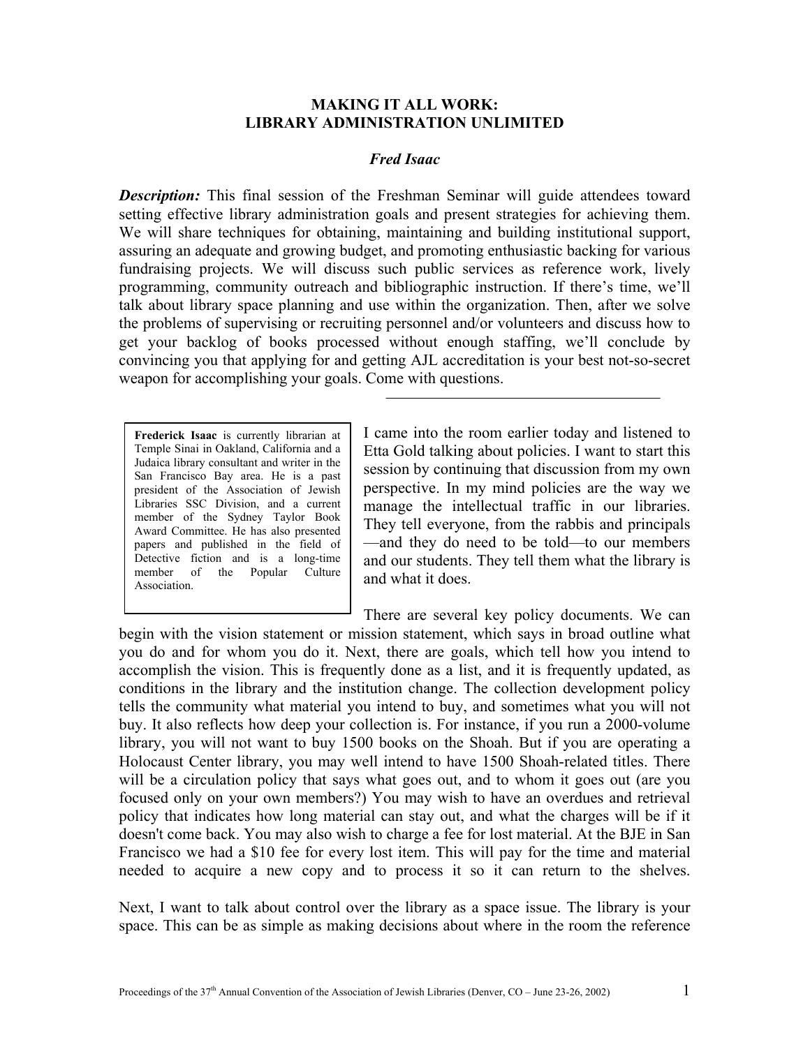# MAKING IT ALL WORK:
# LIBRARY ADMINISTRATION UNLIMITED

***Fred Isaac***

***Description:*** This final session of the Freshman Seminar will guide attendees toward setting effective library administration goals and present strategies for achieving them. We will share techniques for obtaining, maintaining and building institutional support, assuring an adequate and growing budget, and promoting enthusiastic backing for various fundraising projects. We will discuss such public services as reference work, lively programming, community outreach and bibliographic instruction. If there's time, we'll talk about library space planning and use within the organization. Then, after we solve the problems of supervising or recruiting personnel and/or volunteers and discuss how to get your backlog of books processed without enough staffing, we'll conclude by convincing you that applying for and getting AJL accreditation is your best not-so-secret weapon for accomplishing your goals. Come with questions.

---

> **Frederick Isaac** is currently librarian at Temple Sinai in Oakland, California and a Judaica library consultant and writer in the San Francisco Bay area. He is a past president of the Association of Jewish Libraries SSC Division, and a current member of the Sydney Taylor Book Award Committee. He has also presented papers and published in the field of Detective fiction and is a long-time member of the Popular Culture Association.

I came into the room earlier today and listened to Etta Gold talking about policies. I want to start this session by continuing that discussion from my own perspective. In my mind policies are the way we manage the intellectual traffic in our libraries. They tell everyone, from the rabbis and principals —and they do need to be told—to our members and our students. They tell them what the library is and what it does.

There are several key policy documents. We can begin with the vision statement or mission statement, which says in broad outline what you do and for whom you do it. Next, there are goals, which tell how you intend to accomplish the vision. This is frequently done as a list, and it is frequently updated, as conditions in the library and the institution change. The collection development policy tells the community what material you intend to buy, and sometimes what you will not buy. It also reflects how deep your collection is. For instance, if you run a 2000-volume library, you will not want to buy 1500 books on the Shoah. But if you are operating a Holocaust Center library, you may well intend to have 1500 Shoah-related titles. There will be a circulation policy that says what goes out, and to whom it goes out (are you focused only on your own members?) You may wish to have an overdues and retrieval policy that indicates how long material can stay out, and what the charges will be if it doesn't come back. You may also wish to charge a fee for lost material. At the BJE in San Francisco we had a $10 fee for every lost item. This will pay for the time and material needed to acquire a new copy and to process it so it can return to the shelves.

Next, I want to talk about control over the library as a space issue. The library is your space. This can be as simple as making decisions about where in the room the reference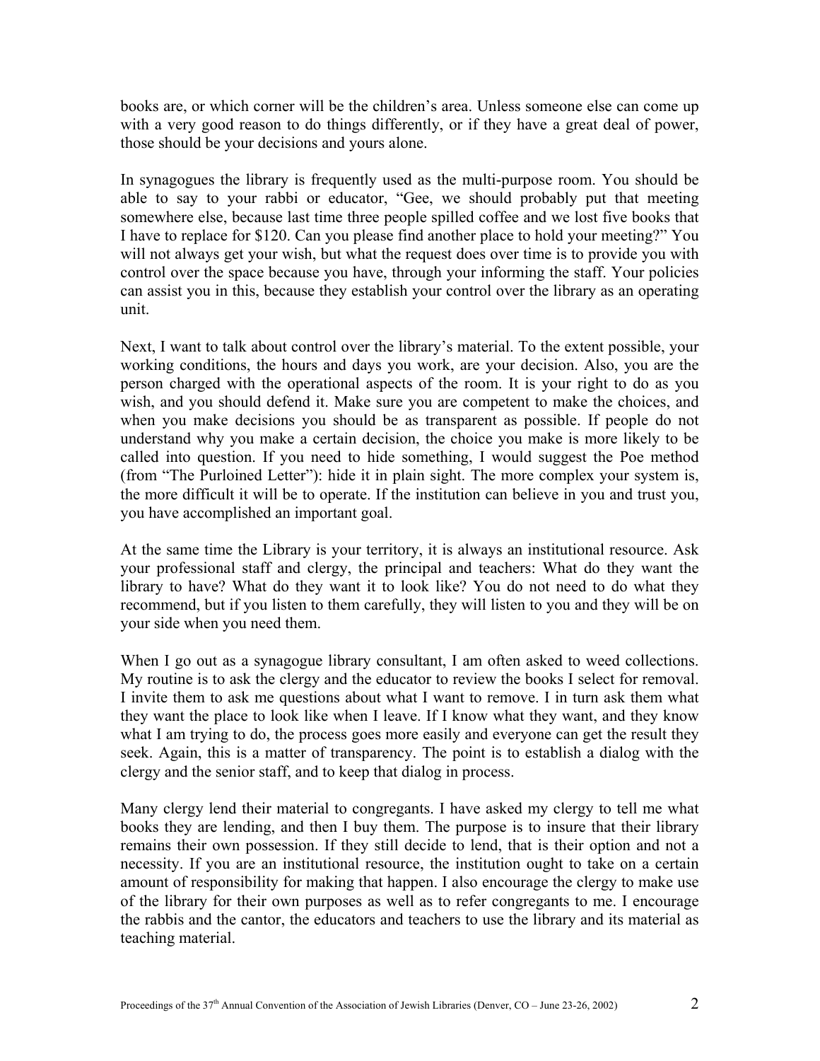books are, or which corner will be the children's area. Unless someone else can come up with a very good reason to do things differently, or if they have a great deal of power, those should be your decisions and yours alone.

In synagogues the library is frequently used as the multi-purpose room. You should be able to say to your rabbi or educator, "Gee, we should probably put that meeting somewhere else, because last time three people spilled coffee and we lost five books that I have to replace for $120. Can you please find another place to hold your meeting?" You will not always get your wish, but what the request does over time is to provide you with control over the space because you have, through your informing the staff. Your policies can assist you in this, because they establish your control over the library as an operating unit.

Next, I want to talk about control over the library's material. To the extent possible, your working conditions, the hours and days you work, are your decision. Also, you are the person charged with the operational aspects of the room. It is your right to do as you wish, and you should defend it. Make sure you are competent to make the choices, and when you make decisions you should be as transparent as possible. If people do not understand why you make a certain decision, the choice you make is more likely to be called into question. If you need to hide something, I would suggest the Poe method (from "The Purloined Letter"): hide it in plain sight. The more complex your system is, the more difficult it will be to operate. If the institution can believe in you and trust you, you have accomplished an important goal.

At the same time the Library is your territory, it is always an institutional resource. Ask your professional staff and clergy, the principal and teachers: What do they want the library to have? What do they want it to look like? You do not need to do what they recommend, but if you listen to them carefully, they will listen to you and they will be on your side when you need them.

When I go out as a synagogue library consultant, I am often asked to weed collections. My routine is to ask the clergy and the educator to review the books I select for removal. I invite them to ask me questions about what I want to remove. I in turn ask them what they want the place to look like when I leave. If I know what they want, and they know what I am trying to do, the process goes more easily and everyone can get the result they seek. Again, this is a matter of transparency. The point is to establish a dialog with the clergy and the senior staff, and to keep that dialog in process.

Many clergy lend their material to congregants. I have asked my clergy to tell me what books they are lending, and then I buy them. The purpose is to insure that their library remains their own possession. If they still decide to lend, that is their option and not a necessity. If you are an institutional resource, the institution ought to take on a certain amount of responsibility for making that happen. I also encourage the clergy to make use of the library for their own purposes as well as to refer congregants to me. I encourage the rabbis and the cantor, the educators and teachers to use the library and its material as teaching material.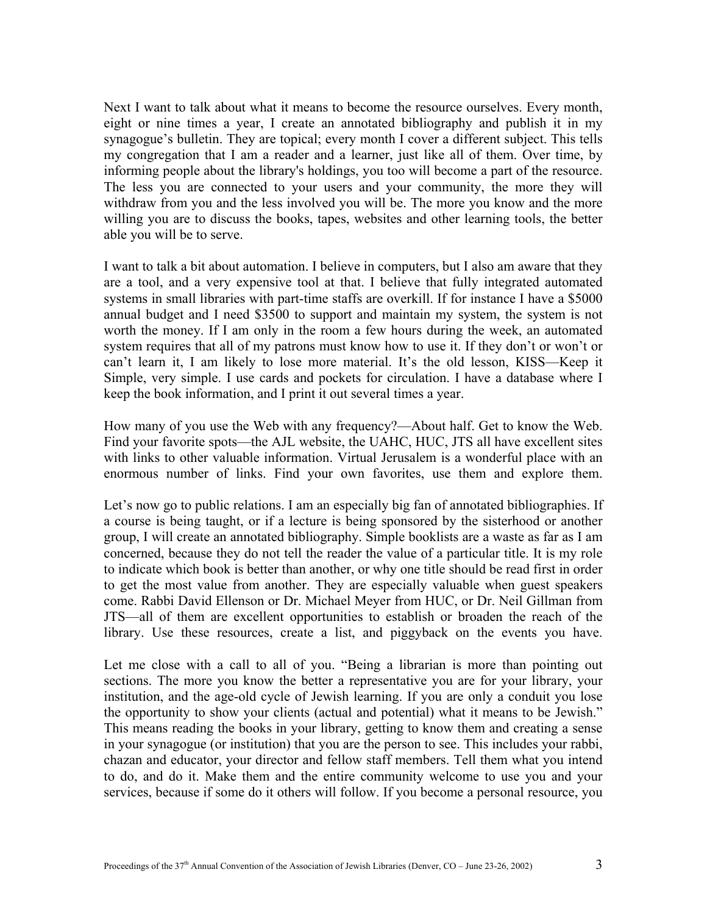Next I want to talk about what it means to become the resource ourselves. Every month, eight or nine times a year, I create an annotated bibliography and publish it in my synagogue's bulletin. They are topical; every month I cover a different subject. This tells my congregation that I am a reader and a learner, just like all of them. Over time, by informing people about the library's holdings, you too will become a part of the resource. The less you are connected to your users and your community, the more they will withdraw from you and the less involved you will be. The more you know and the more willing you are to discuss the books, tapes, websites and other learning tools, the better able you will be to serve.

I want to talk a bit about automation. I believe in computers, but I also am aware that they are a tool, and a very expensive tool at that. I believe that fully integrated automated systems in small libraries with part-time staffs are overkill. If for instance I have a $5000 annual budget and I need $3500 to support and maintain my system, the system is not worth the money. If I am only in the room a few hours during the week, an automated system requires that all of my patrons must know how to use it. If they don't or won't or can't learn it, I am likely to lose more material. It's the old lesson, KISS—Keep it Simple, very simple. I use cards and pockets for circulation. I have a database where I keep the book information, and I print it out several times a year.

How many of you use the Web with any frequency?—About half. Get to know the Web. Find your favorite spots—the AJL website, the UAHC, HUC, JTS all have excellent sites with links to other valuable information. Virtual Jerusalem is a wonderful place with an enormous number of links. Find your own favorites, use them and explore them.

Let's now go to public relations. I am an especially big fan of annotated bibliographies. If a course is being taught, or if a lecture is being sponsored by the sisterhood or another group, I will create an annotated bibliography. Simple booklists are a waste as far as I am concerned, because they do not tell the reader the value of a particular title. It is my role to indicate which book is better than another, or why one title should be read first in order to get the most value from another. They are especially valuable when guest speakers come. Rabbi David Ellenson or Dr. Michael Meyer from HUC, or Dr. Neil Gillman from JTS—all of them are excellent opportunities to establish or broaden the reach of the library. Use these resources, create a list, and piggyback on the events you have.

Let me close with a call to all of you. "Being a librarian is more than pointing out sections. The more you know the better a representative you are for your library, your institution, and the age-old cycle of Jewish learning. If you are only a conduit you lose the opportunity to show your clients (actual and potential) what it means to be Jewish." This means reading the books in your library, getting to know them and creating a sense in your synagogue (or institution) that you are the person to see. This includes your rabbi, chazan and educator, your director and fellow staff members. Tell them what you intend to do, and do it. Make them and the entire community welcome to use you and your services, because if some do it others will follow. If you become a personal resource, you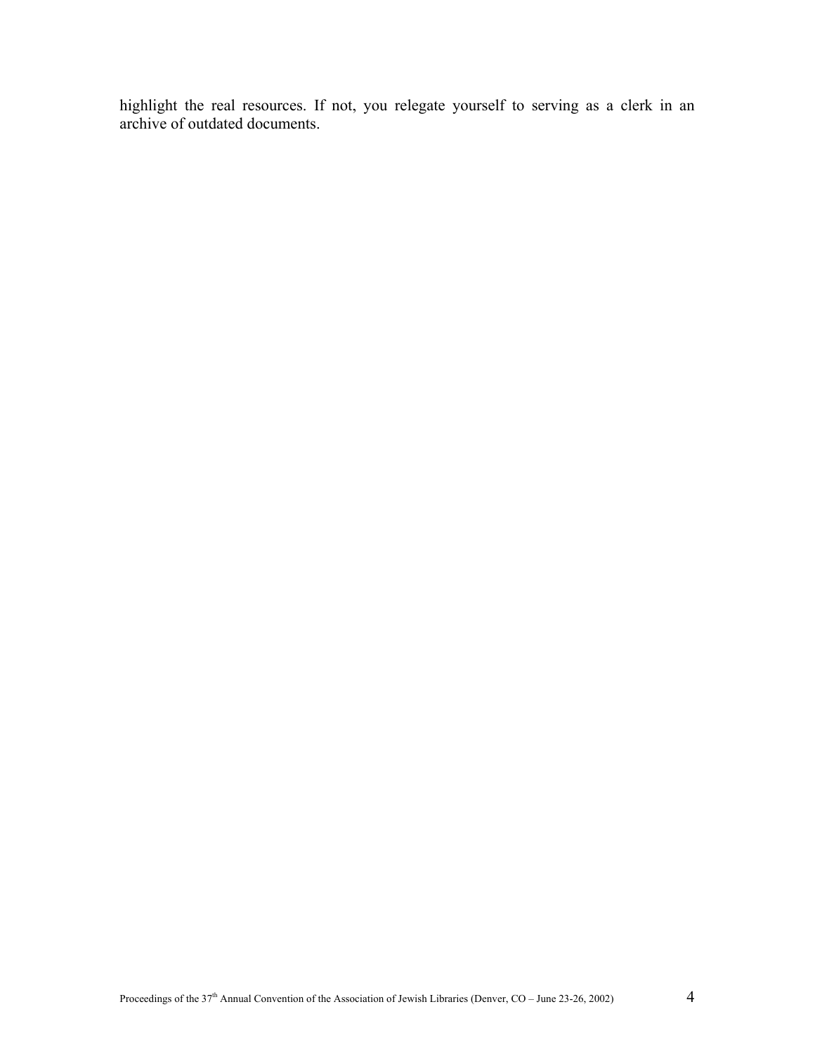highlight the real resources. If not, you relegate yourself to serving as a clerk in an archive of outdated documents.